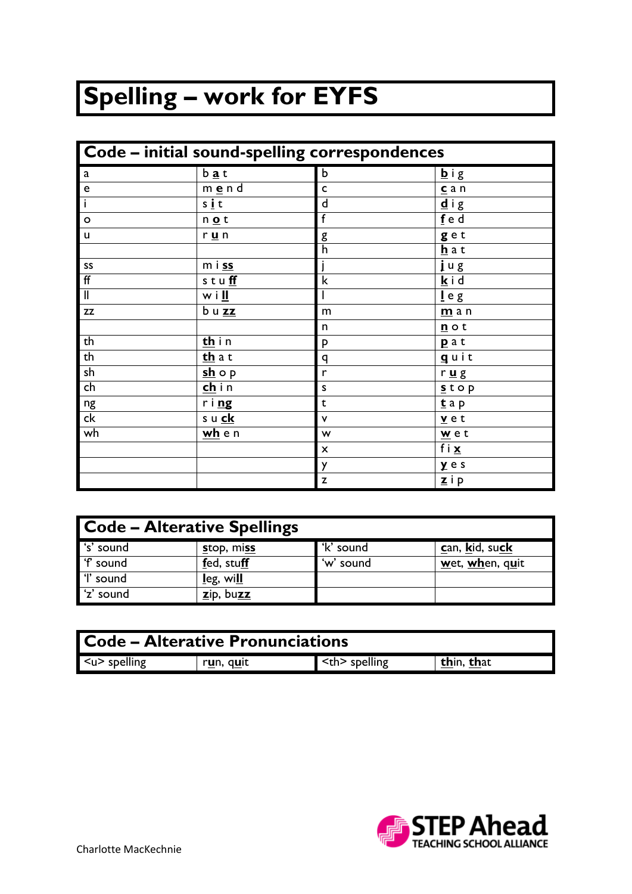# Spelling – work for EYFS

| Code – initial sound-spelling correspondences | | | |
|---|---|---|---|
| a | b **a** t | b | **b** i g |
| e | m **e** n d | c | **c** a n |
| i | s **i** t | d | **d** i g |
| o | n **o** t | f | **f** e d |
| u | r **u** n | g | **g** e t |
| | | h | **h** a t |
| ss | m i **ss** | j | **j** u g |
| ff | s t u **ff** | k | **k** i d |
| ll | w i **ll** | l | **l** e g |
| zz | b u **zz** | m | **m** a n |
| | | n | **n** o t |
| th | **th** i n | p | **p** a t |
| th | **th** a t | q | **q** u i t |
| sh | **sh** o p | r | r **u** g |
| ch | **ch** i n | s | **s** t o p |
| ng | r i **ng** | t | **t** a p |
| ck | s u **ck** | v | **v** e t |
| wh | **wh** e n | w | **w** e t |
| | | x | f i **x** |
| | | y | **y** e s |
| | | z | **z** i p |

| Code – Alterative Spellings | | | |
|---|---|---|---|
| 's' sound | **s**top, mi**ss** | 'k' sound | **c**an, **k**id, su**ck** |
| 'f' sound | **f**ed, stu**ff** | 'w' sound | **w**et, **wh**en, q**u**it |
| 'l' sound | **l**eg, wi**ll** | | |
| 'z' sound | **z**ip, bu**zz** | | |

| Code – Alterative Pronunciations | | | |
|---|---|---|---|
| <u> spelling | r**u**n, q**u**it | <th> spelling | **th**in, **th**at |

Charlotte MacKechnie

STEP Ahead TEACHING SCHOOL ALLIANCE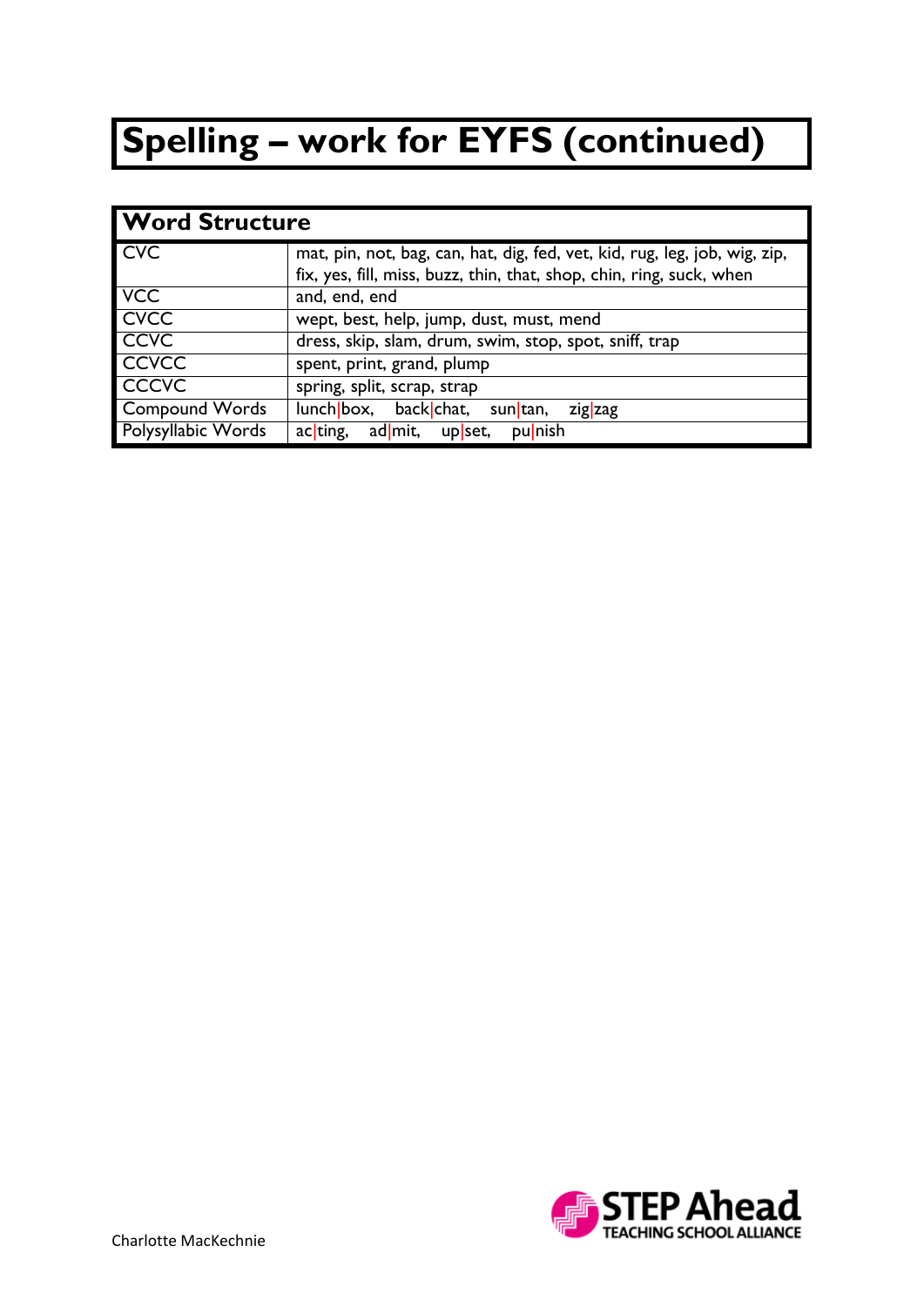# Spelling – work for EYFS (continued)

| Word Structure | |
|---|---|
| CVC | mat, pin, not, bag, can, hat, dig, fed, vet, kid, rug, leg, job, wig, zip, fix, yes, fill, miss, buzz, thin, that, shop, chin, ring, suck, when |
| VCC | and, end, end |
| CVCC | wept, best, help, jump, dust, must, mend |
| CCVC | dress, skip, slam, drum, swim, stop, spot, sniff, trap |
| CCVCC | spent, print, grand, plump |
| CCCVC | spring, split, scrap, strap |
| Compound Words | lunch\|box, back\|chat, sun\|tan, zig\|zag |
| Polysyllabic Words | ac\|ting, ad\|mit, up\|set, pu\|nish |

Charlotte MacKechnie

STEP Ahead TEACHING SCHOOL ALLIANCE